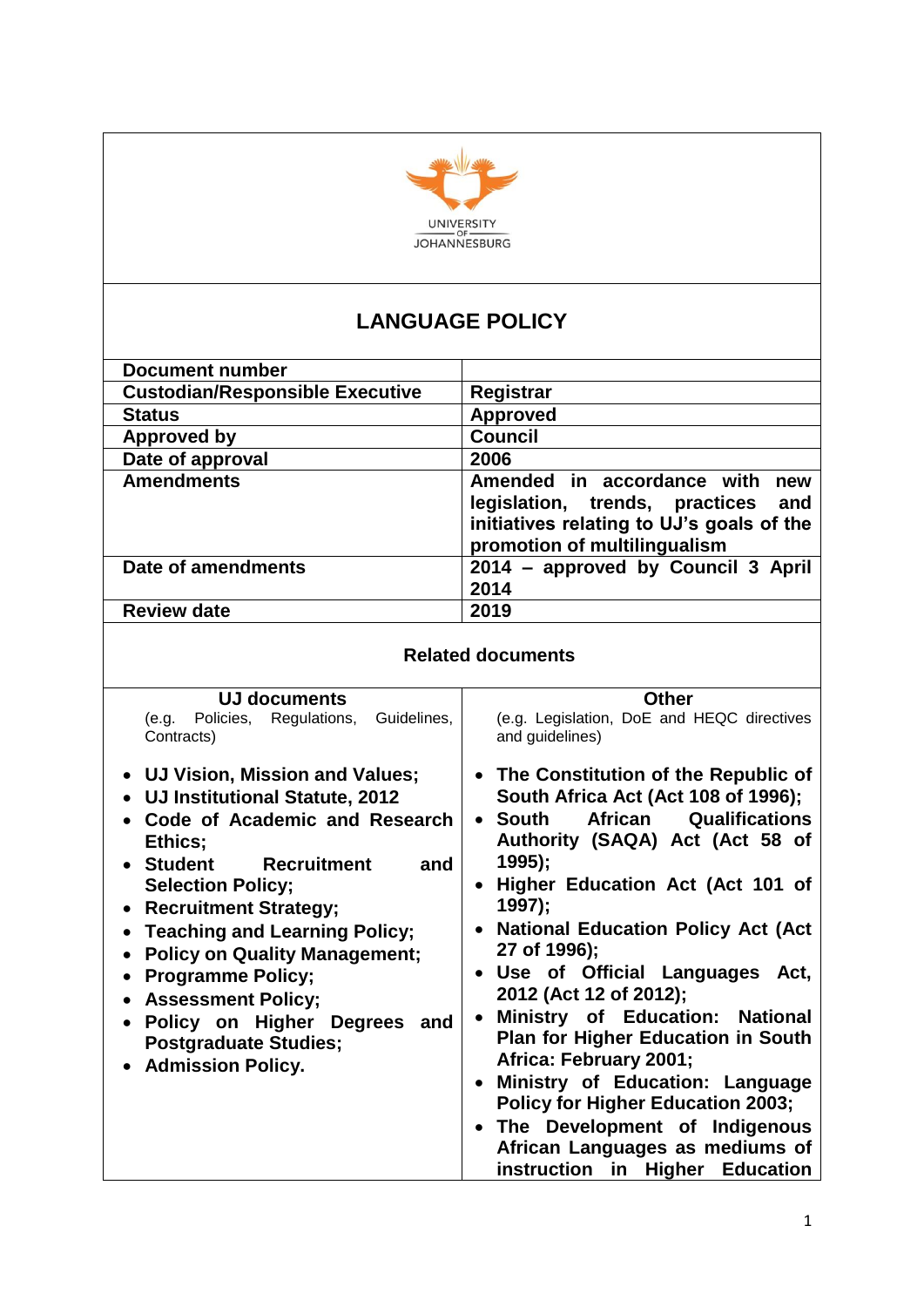UNIVERSITY OF JOHANNESBURG

# LANGUAGE POLICY

| | |
|---|---|
| **Document number** | |
| **Custodian/Responsible Executive** | **Registrar** |
| **Status** | **Approved** |
| **Approved by** | **Council** |
| **Date of approval** | **2006** |
| **Amendments** | **Amended in accordance with new legislation, trends, practices and initiatives relating to UJ's goals of the promotion of multilingualism** |
| **Date of amendments** | **2014 – approved by Council 3 April 2014** |
| **Review date** | **2019** |

**Related documents**

| **UJ documents** (e.g. Policies, Regulations, Guidelines, Contracts) | **Other** (e.g. Legislation, DoE and HEQC directives and guidelines) |
|---|---|
| • **UJ Vision, Mission and Values;** • **UJ Institutional Statute, 2012** • **Code of Academic and Research Ethics;** • **Student Recruitment and Selection Policy;** • **Recruitment Strategy;** • **Teaching and Learning Policy;** • **Policy on Quality Management;** • **Programme Policy;** • **Assessment Policy;** • **Policy on Higher Degrees and Postgraduate Studies;** • **Admission Policy.** | • **The Constitution of the Republic of South Africa Act (Act 108 of 1996);** • **South African Qualifications Authority (SAQA) Act (Act 58 of 1995);** • **Higher Education Act (Act 101 of 1997);** • **National Education Policy Act (Act 27 of 1996);** • **Use of Official Languages Act, 2012 (Act 12 of 2012);** • **Ministry of Education: National Plan for Higher Education in South Africa: February 2001;** • **Ministry of Education: Language Policy for Higher Education 2003;** • **The Development of Indigenous African Languages as mediums of instruction in Higher Education** |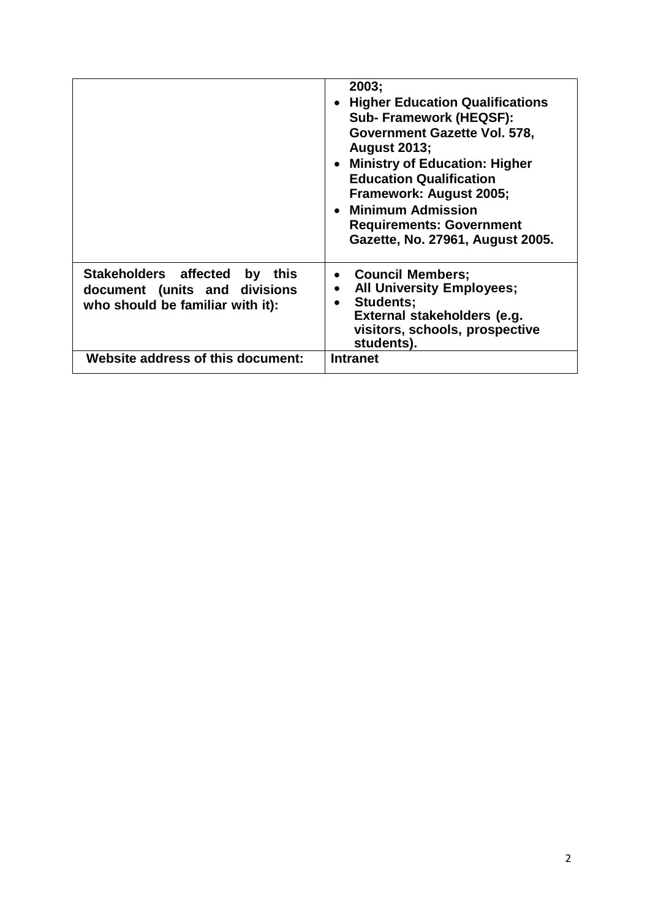| | |
|---|---|
| | **2003;**<br>• **Higher Education Qualifications Sub- Framework (HEQSF): Government Gazette Vol. 578, August 2013;**<br>• **Ministry of Education: Higher Education Qualification Framework: August 2005;**<br>• **Minimum Admission Requirements: Government Gazette, No. 27961, August 2005.** |
| **Stakeholders affected by this document (units and divisions who should be familiar with it):** | • **Council Members;**<br>• **All University Employees;**<br>• **Students;**<br>**External stakeholders (e.g. visitors, schools, prospective students).** |
| **Website address of this document:** | **Intranet** |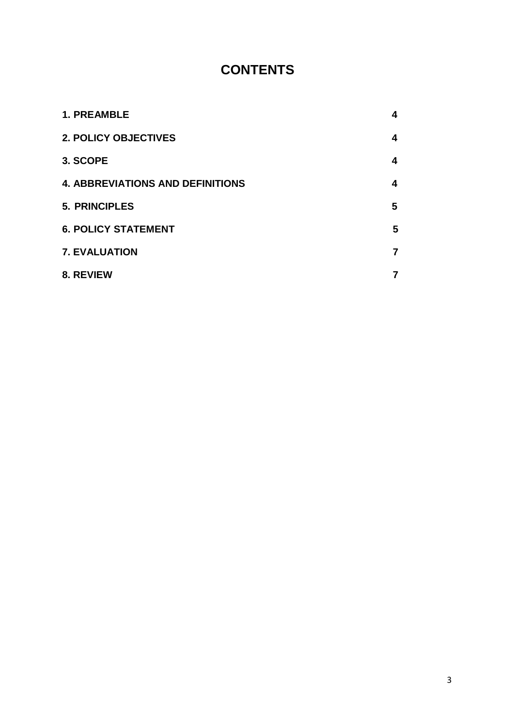# CONTENTS

| | |
|---|---|
| **1. PREAMBLE** | **4** |
| **2. POLICY OBJECTIVES** | **4** |
| **3. SCOPE** | **4** |
| **4. ABBREVIATIONS AND DEFINITIONS** | **4** |
| **5. PRINCIPLES** | **5** |
| **6. POLICY STATEMENT** | **5** |
| **7. EVALUATION** | **7** |
| **8. REVIEW** | **7** |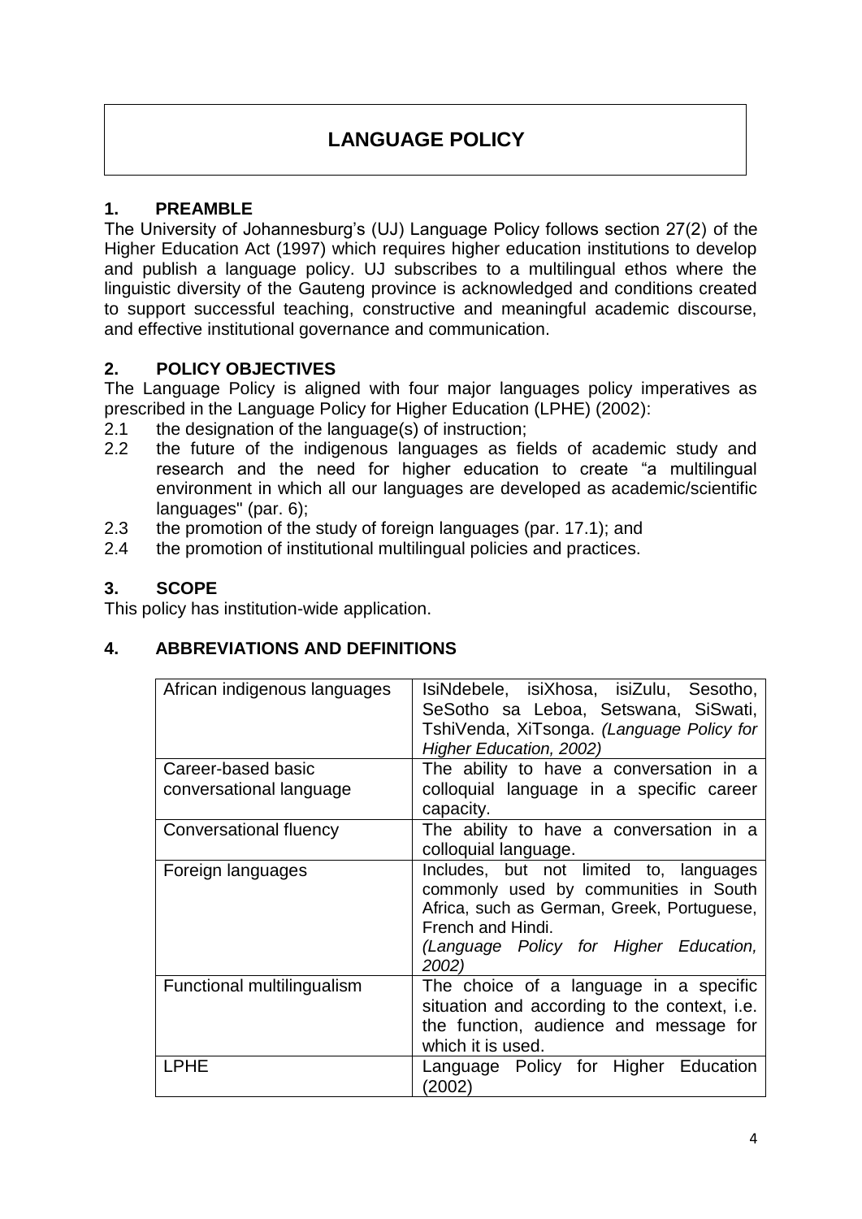# LANGUAGE POLICY

## 1. PREAMBLE

The University of Johannesburg's (UJ) Language Policy follows section 27(2) of the Higher Education Act (1997) which requires higher education institutions to develop and publish a language policy. UJ subscribes to a multilingual ethos where the linguistic diversity of the Gauteng province is acknowledged and conditions created to support successful teaching, constructive and meaningful academic discourse, and effective institutional governance and communication.

## 2. POLICY OBJECTIVES

The Language Policy is aligned with four major languages policy imperatives as prescribed in the Language Policy for Higher Education (LPHE) (2002):

2.1 the designation of the language(s) of instruction;

2.2 the future of the indigenous languages as fields of academic study and research and the need for higher education to create "a multilingual environment in which all our languages are developed as academic/scientific languages" (par. 6);

2.3 the promotion of the study of foreign languages (par. 17.1); and

2.4 the promotion of institutional multilingual policies and practices.

## 3. SCOPE

This policy has institution-wide application.

## 4. ABBREVIATIONS AND DEFINITIONS

| | |
|---|---|
| African indigenous languages | IsiNdebele, isiXhosa, isiZulu, Sesotho, SeSotho sa Leboa, Setswana, SiSwati, TshiVenda, XiTsonga. *(Language Policy for Higher Education, 2002)* |
| Career-based basic conversational language | The ability to have a conversation in a colloquial language in a specific career capacity. |
| Conversational fluency | The ability to have a conversation in a colloquial language. |
| Foreign languages | Includes, but not limited to, languages commonly used by communities in South Africa, such as German, Greek, Portuguese, French and Hindi. *(Language Policy for Higher Education, 2002)* |
| Functional multilingualism | The choice of a language in a specific situation and according to the context, i.e. the function, audience and message for which it is used. |
| LPHE | Language Policy for Higher Education (2002) |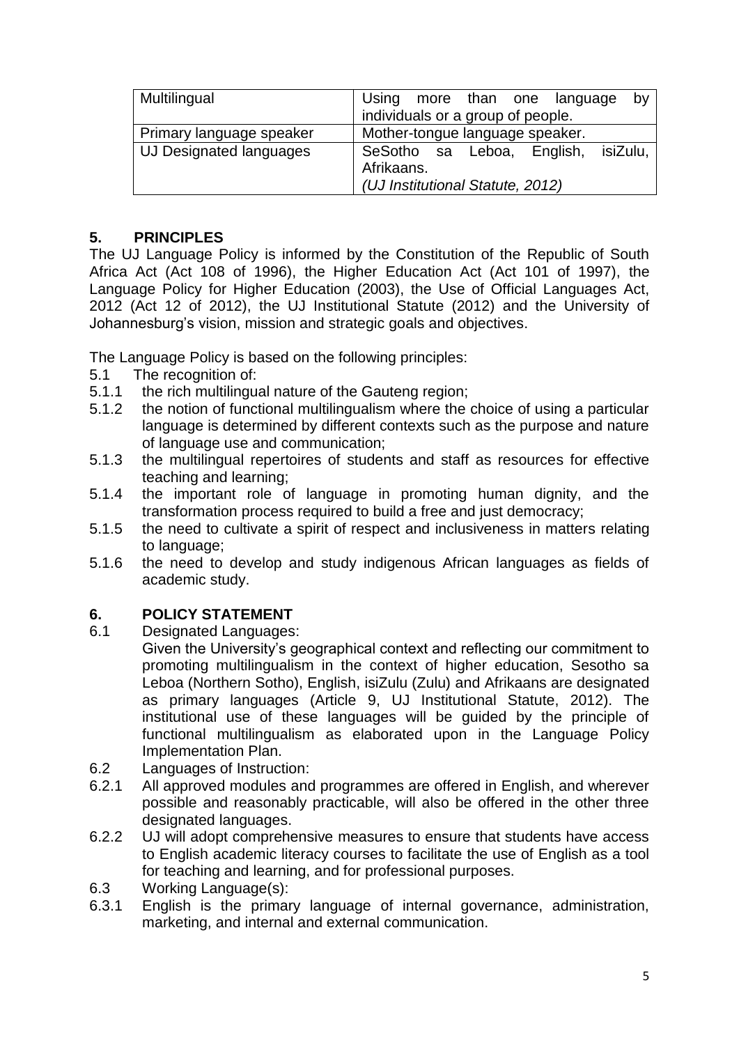| Multilingual | Using more than one language by individuals or a group of people. |
| --- | --- |
| Primary language speaker | Mother-tongue language speaker. |
| UJ Designated languages | SeSotho sa Leboa, English, isiZulu, Afrikaans. *(UJ Institutional Statute, 2012)* |

## 5. PRINCIPLES

The UJ Language Policy is informed by the Constitution of the Republic of South Africa Act (Act 108 of 1996), the Higher Education Act (Act 101 of 1997), the Language Policy for Higher Education (2003), the Use of Official Languages Act, 2012 (Act 12 of 2012), the UJ Institutional Statute (2012) and the University of Johannesburg's vision, mission and strategic goals and objectives.

The Language Policy is based on the following principles:

5.1 The recognition of:

5.1.1 the rich multilingual nature of the Gauteng region;

5.1.2 the notion of functional multilingualism where the choice of using a particular language is determined by different contexts such as the purpose and nature of language use and communication;

5.1.3 the multilingual repertoires of students and staff as resources for effective teaching and learning;

5.1.4 the important role of language in promoting human dignity, and the transformation process required to build a free and just democracy;

5.1.5 the need to cultivate a spirit of respect and inclusiveness in matters relating to language;

5.1.6 the need to develop and study indigenous African languages as fields of academic study.

## 6. POLICY STATEMENT

6.1 Designated Languages:

Given the University's geographical context and reflecting our commitment to promoting multilingualism in the context of higher education, Sesotho sa Leboa (Northern Sotho), English, isiZulu (Zulu) and Afrikaans are designated as primary languages (Article 9, UJ Institutional Statute, 2012). The institutional use of these languages will be guided by the principle of functional multilingualism as elaborated upon in the Language Policy Implementation Plan.

6.2 Languages of Instruction:

6.2.1 All approved modules and programmes are offered in English, and wherever possible and reasonably practicable, will also be offered in the other three designated languages.

6.2.2 UJ will adopt comprehensive measures to ensure that students have access to English academic literacy courses to facilitate the use of English as a tool for teaching and learning, and for professional purposes.

6.3 Working Language(s):

6.3.1 English is the primary language of internal governance, administration, marketing, and internal and external communication.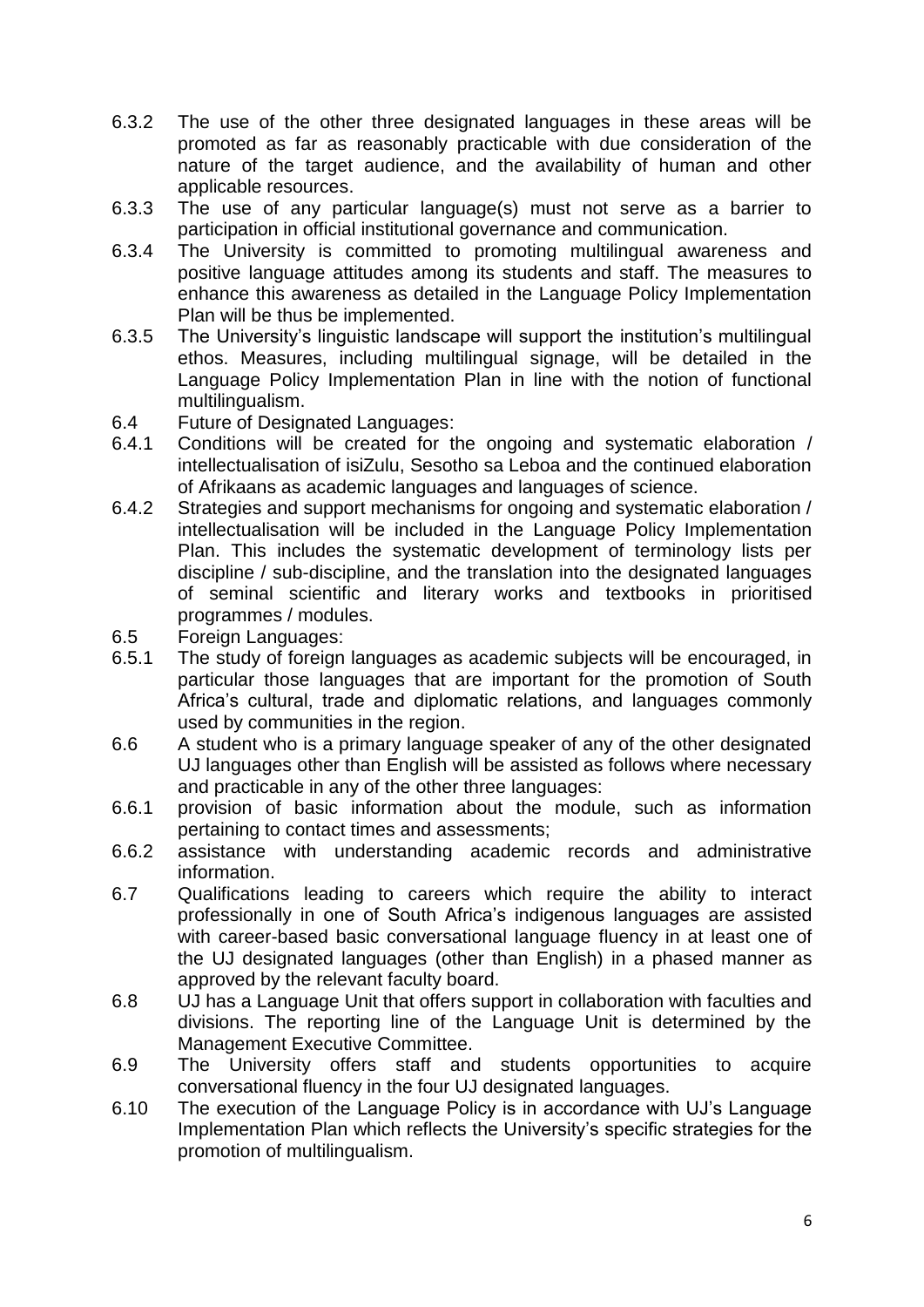6.3.2 The use of the other three designated languages in these areas will be promoted as far as reasonably practicable with due consideration of the nature of the target audience, and the availability of human and other applicable resources.

6.3.3 The use of any particular language(s) must not serve as a barrier to participation in official institutional governance and communication.

6.3.4 The University is committed to promoting multilingual awareness and positive language attitudes among its students and staff. The measures to enhance this awareness as detailed in the Language Policy Implementation Plan will be thus be implemented.

6.3.5 The University's linguistic landscape will support the institution's multilingual ethos. Measures, including multilingual signage, will be detailed in the Language Policy Implementation Plan in line with the notion of functional multilingualism.

6.4 Future of Designated Languages:

6.4.1 Conditions will be created for the ongoing and systematic elaboration / intellectualisation of isiZulu, Sesotho sa Leboa and the continued elaboration of Afrikaans as academic languages and languages of science.

6.4.2 Strategies and support mechanisms for ongoing and systematic elaboration / intellectualisation will be included in the Language Policy Implementation Plan. This includes the systematic development of terminology lists per discipline / sub-discipline, and the translation into the designated languages of seminal scientific and literary works and textbooks in prioritised programmes / modules.

6.5 Foreign Languages:

6.5.1 The study of foreign languages as academic subjects will be encouraged, in particular those languages that are important for the promotion of South Africa's cultural, trade and diplomatic relations, and languages commonly used by communities in the region.

6.6 A student who is a primary language speaker of any of the other designated UJ languages other than English will be assisted as follows where necessary and practicable in any of the other three languages:

6.6.1 provision of basic information about the module, such as information pertaining to contact times and assessments;

6.6.2 assistance with understanding academic records and administrative information.

6.7 Qualifications leading to careers which require the ability to interact professionally in one of South Africa's indigenous languages are assisted with career-based basic conversational language fluency in at least one of the UJ designated languages (other than English) in a phased manner as approved by the relevant faculty board.

6.8 UJ has a Language Unit that offers support in collaboration with faculties and divisions. The reporting line of the Language Unit is determined by the Management Executive Committee.

6.9 The University offers staff and students opportunities to acquire conversational fluency in the four UJ designated languages.

6.10 The execution of the Language Policy is in accordance with UJ's Language Implementation Plan which reflects the University's specific strategies for the promotion of multilingualism.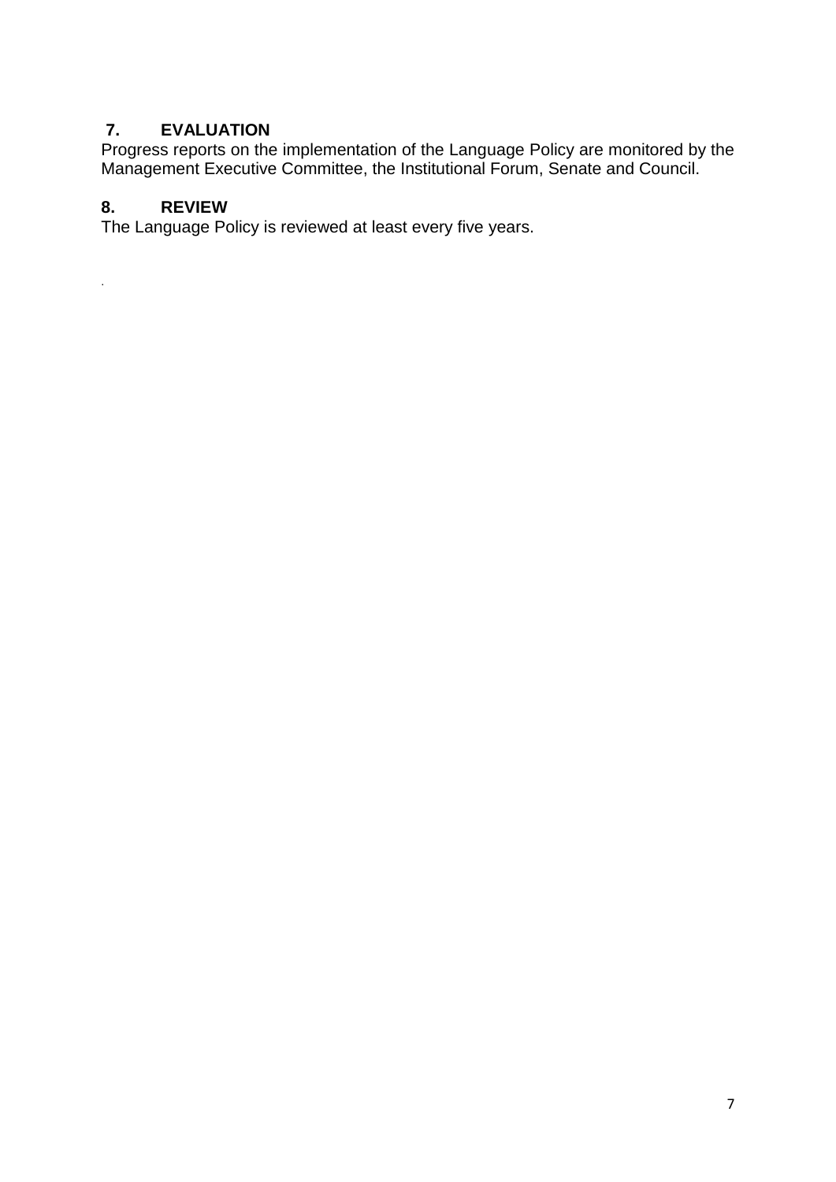## 7. EVALUATION

Progress reports on the implementation of the Language Policy are monitored by the Management Executive Committee, the Institutional Forum, Senate and Council.

## 8. REVIEW

The Language Policy is reviewed at least every five years.